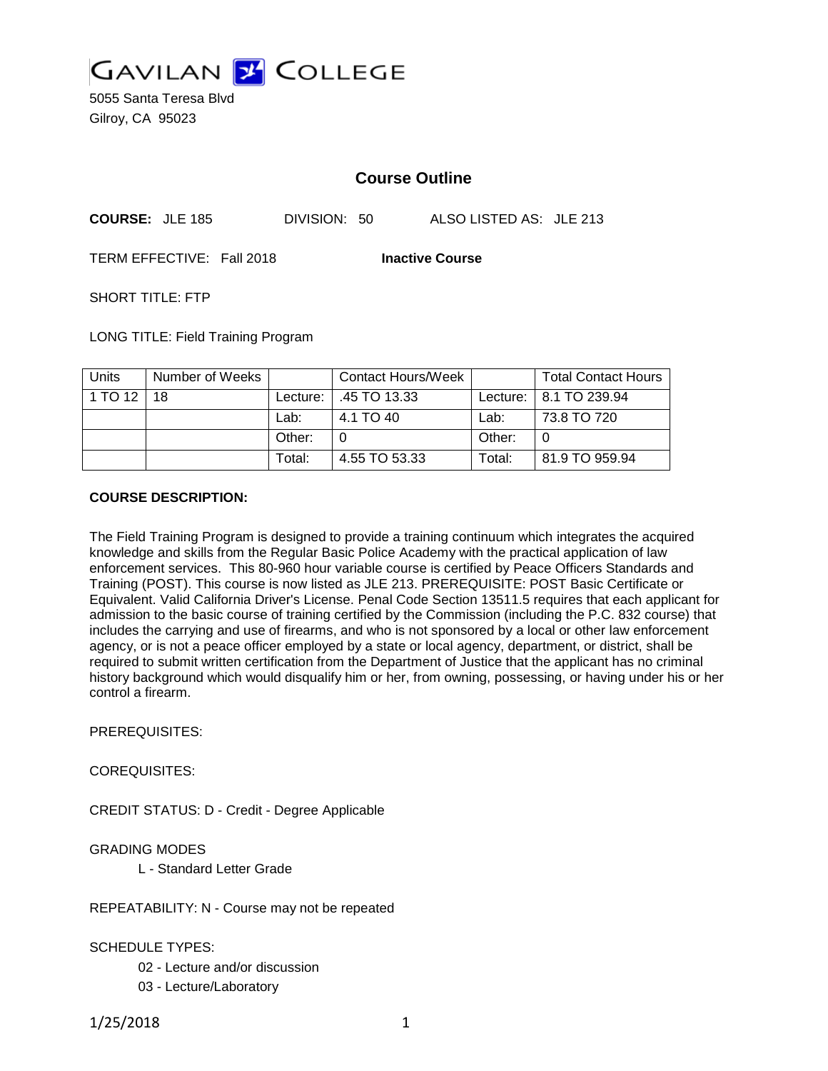# GAVILAN COLLEGE

5055 Santa Teresa Blvd
Gilroy, CA 95023

## Course Outline

**COURSE:** JLE 185 DIVISION: 50 ALSO LISTED AS: JLE 213

TERM EFFECTIVE: Fall 2018 **Inactive Course**

SHORT TITLE: FTP

LONG TITLE: Field Training Program

| Units | Number of Weeks | | Contact Hours/Week | | Total Contact Hours |
|---|---|---|---|---|---|
| 1 TO 12 | 18 | Lecture: | .45 TO 13.33 | Lecture: | 8.1 TO 239.94 |
| | | Lab: | 4.1 TO 40 | Lab: | 73.8 TO 720 |
| | | Other: | 0 | Other: | 0 |
| | | Total: | 4.55 TO 53.33 | Total: | 81.9 TO 959.94 |

**COURSE DESCRIPTION:**

The Field Training Program is designed to provide a training continuum which integrates the acquired knowledge and skills from the Regular Basic Police Academy with the practical application of law enforcement services. This 80-960 hour variable course is certified by Peace Officers Standards and Training (POST). This course is now listed as JLE 213. PREREQUISITE: POST Basic Certificate or Equivalent. Valid California Driver's License. Penal Code Section 13511.5 requires that each applicant for admission to the basic course of training certified by the Commission (including the P.C. 832 course) that includes the carrying and use of firearms, and who is not sponsored by a local or other law enforcement agency, or is not a peace officer employed by a state or local agency, department, or district, shall be required to submit written certification from the Department of Justice that the applicant has no criminal history background which would disqualify him or her, from owning, possessing, or having under his or her control a firearm.

PREREQUISITES:

COREQUISITES:

CREDIT STATUS: D - Credit - Degree Applicable

GRADING MODES

L - Standard Letter Grade

REPEATABILITY: N - Course may not be repeated

SCHEDULE TYPES:

02 - Lecture and/or discussion
03 - Lecture/Laboratory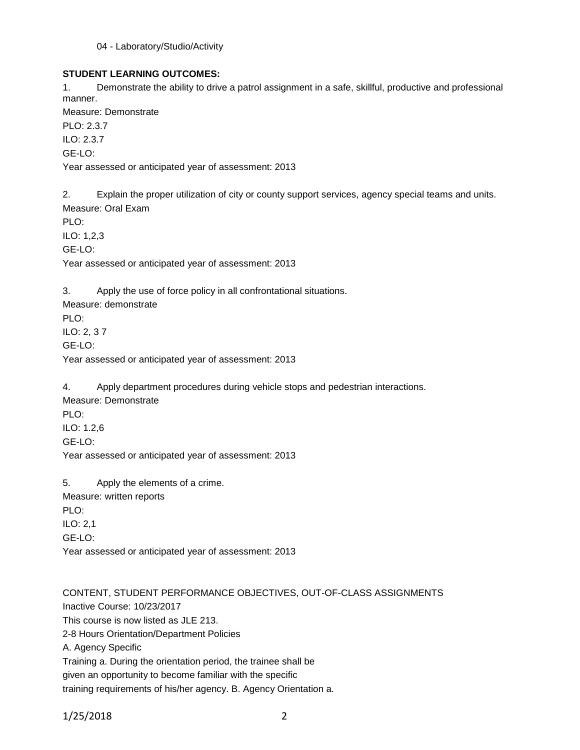04 - Laboratory/Studio/Activity

**STUDENT LEARNING OUTCOMES:**

1. Demonstrate the ability to drive a patrol assignment in a safe, skillful, productive and professional manner.
Measure: Demonstrate
PLO: 2.3.7
ILO: 2.3.7
GE-LO:
Year assessed or anticipated year of assessment: 2013

2. Explain the proper utilization of city or county support services, agency special teams and units.
Measure: Oral Exam
PLO:
ILO: 1,2,3
GE-LO:
Year assessed or anticipated year of assessment: 2013

3. Apply the use of force policy in all confrontational situations.
Measure: demonstrate
PLO:
ILO: 2, 3 7
GE-LO:
Year assessed or anticipated year of assessment: 2013

4. Apply department procedures during vehicle stops and pedestrian interactions.
Measure: Demonstrate
PLO:
ILO: 1.2,6
GE-LO:
Year assessed or anticipated year of assessment: 2013

5. Apply the elements of a crime.
Measure: written reports
PLO:
ILO: 2,1
GE-LO:
Year assessed or anticipated year of assessment: 2013

CONTENT, STUDENT PERFORMANCE OBJECTIVES, OUT-OF-CLASS ASSIGNMENTS
Inactive Course: 10/23/2017
This course is now listed as JLE 213.
2-8 Hours Orientation/Department Policies
A. Agency Specific
Training a. During the orientation period, the trainee shall be
given an opportunity to become familiar with the specific
training requirements of his/her agency. B. Agency Orientation a.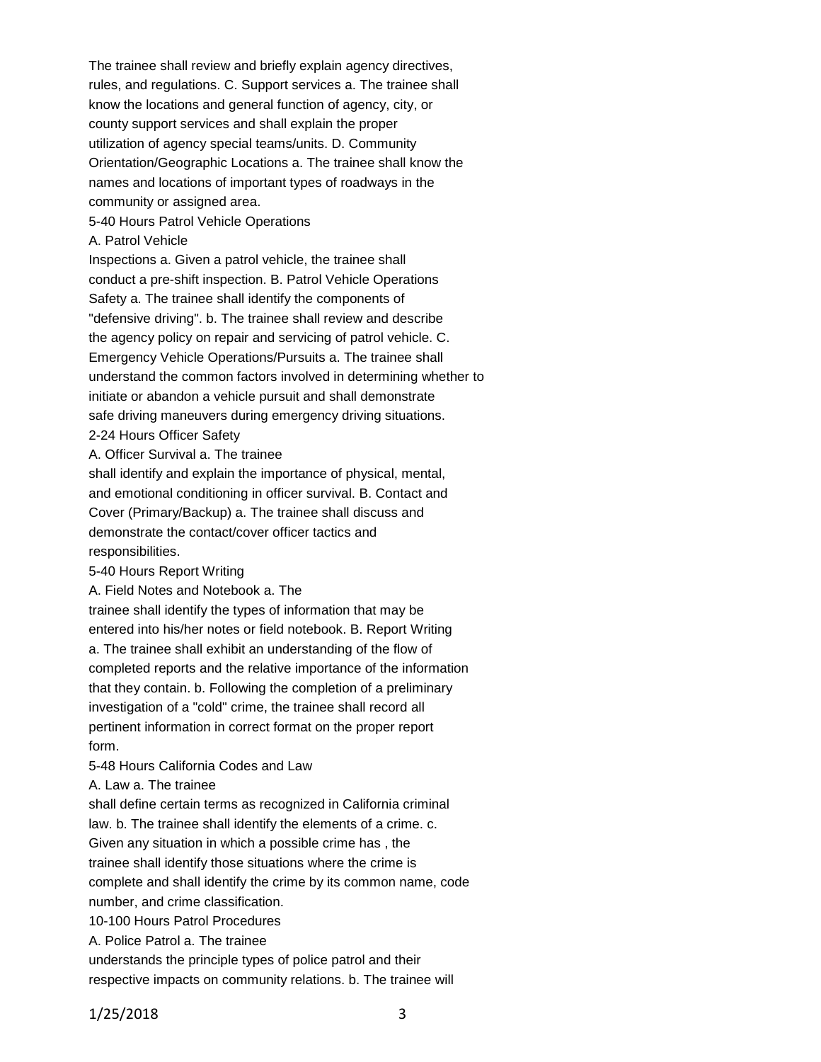The trainee shall review and briefly explain agency directives, rules, and regulations. C. Support services a. The trainee shall know the locations and general function of agency, city, or county support services and shall explain the proper utilization of agency special teams/units. D. Community Orientation/Geographic Locations a. The trainee shall know the names and locations of important types of roadways in the community or assigned area.

5-40 Hours Patrol Vehicle Operations

A. Patrol Vehicle

Inspections a. Given a patrol vehicle, the trainee shall conduct a pre-shift inspection. B. Patrol Vehicle Operations Safety a. The trainee shall identify the components of "defensive driving". b. The trainee shall review and describe the agency policy on repair and servicing of patrol vehicle. C. Emergency Vehicle Operations/Pursuits a. The trainee shall understand the common factors involved in determining whether to initiate or abandon a vehicle pursuit and shall demonstrate safe driving maneuvers during emergency driving situations.

2-24 Hours Officer Safety

A. Officer Survival a. The trainee

shall identify and explain the importance of physical, mental, and emotional conditioning in officer survival. B. Contact and Cover (Primary/Backup) a. The trainee shall discuss and demonstrate the contact/cover officer tactics and responsibilities.

5-40 Hours Report Writing

A. Field Notes and Notebook a. The

trainee shall identify the types of information that may be entered into his/her notes or field notebook. B. Report Writing a. The trainee shall exhibit an understanding of the flow of completed reports and the relative importance of the information that they contain. b. Following the completion of a preliminary investigation of a "cold" crime, the trainee shall record all pertinent information in correct format on the proper report form.

5-48 Hours California Codes and Law

A. Law a. The trainee

shall define certain terms as recognized in California criminal law. b. The trainee shall identify the elements of a crime. c. Given any situation in which a possible crime has , the trainee shall identify those situations where the crime is complete and shall identify the crime by its common name, code number, and crime classification.

10-100 Hours Patrol Procedures

A. Police Patrol a. The trainee

understands the principle types of police patrol and their respective impacts on community relations. b. The trainee will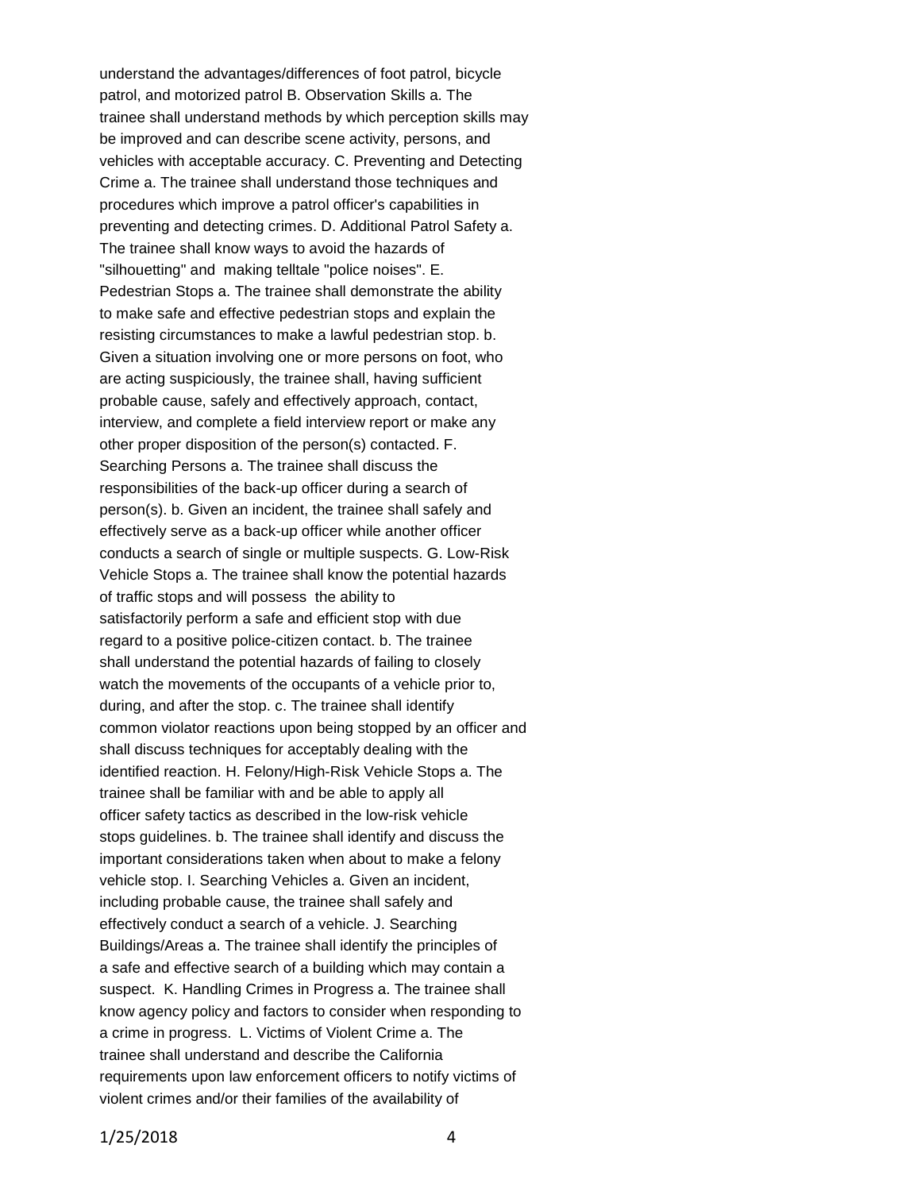understand the advantages/differences of foot patrol, bicycle patrol, and motorized patrol B. Observation Skills a. The trainee shall understand methods by which perception skills may be improved and can describe scene activity, persons, and vehicles with acceptable accuracy. C. Preventing and Detecting Crime a. The trainee shall understand those techniques and procedures which improve a patrol officer's capabilities in preventing and detecting crimes. D. Additional Patrol Safety a. The trainee shall know ways to avoid the hazards of "silhouetting" and making telltale "police noises". E. Pedestrian Stops a. The trainee shall demonstrate the ability to make safe and effective pedestrian stops and explain the resisting circumstances to make a lawful pedestrian stop. b. Given a situation involving one or more persons on foot, who are acting suspiciously, the trainee shall, having sufficient probable cause, safely and effectively approach, contact, interview, and complete a field interview report or make any other proper disposition of the person(s) contacted. F. Searching Persons a. The trainee shall discuss the responsibilities of the back-up officer during a search of person(s). b. Given an incident, the trainee shall safely and effectively serve as a back-up officer while another officer conducts a search of single or multiple suspects. G. Low-Risk Vehicle Stops a. The trainee shall know the potential hazards of traffic stops and will possess the ability to satisfactorily perform a safe and efficient stop with due regard to a positive police-citizen contact. b. The trainee shall understand the potential hazards of failing to closely watch the movements of the occupants of a vehicle prior to, during, and after the stop. c. The trainee shall identify common violator reactions upon being stopped by an officer and shall discuss techniques for acceptably dealing with the identified reaction. H. Felony/High-Risk Vehicle Stops a. The trainee shall be familiar with and be able to apply all officer safety tactics as described in the low-risk vehicle stops guidelines. b. The trainee shall identify and discuss the important considerations taken when about to make a felony vehicle stop. I. Searching Vehicles a. Given an incident, including probable cause, the trainee shall safely and effectively conduct a search of a vehicle. J. Searching Buildings/Areas a. The trainee shall identify the principles of a safe and effective search of a building which may contain a suspect. K. Handling Crimes in Progress a. The trainee shall know agency policy and factors to consider when responding to a crime in progress. L. Victims of Violent Crime a. The trainee shall understand and describe the California requirements upon law enforcement officers to notify victims of violent crimes and/or their families of the availability of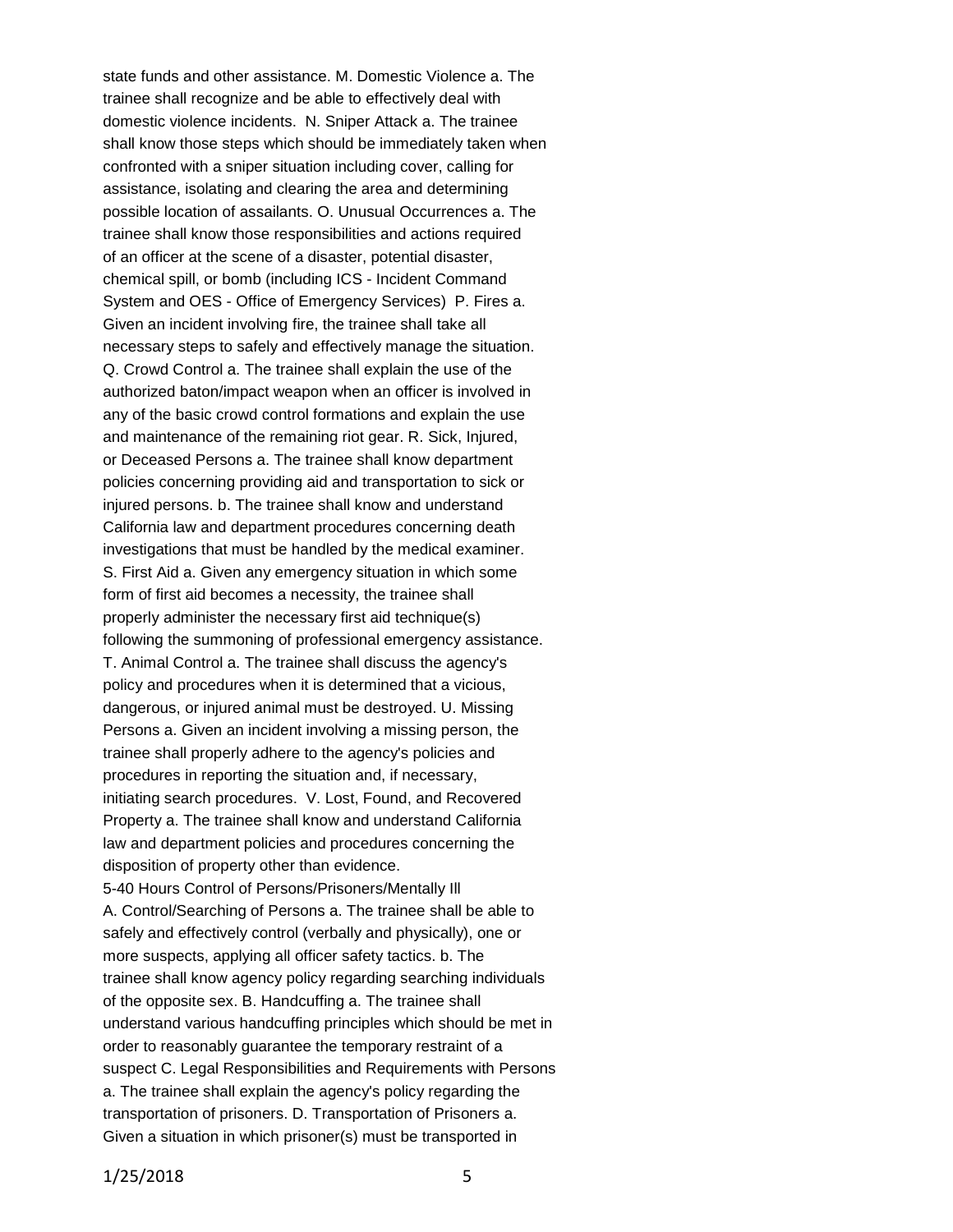state funds and other assistance. M. Domestic Violence a. The trainee shall recognize and be able to effectively deal with domestic violence incidents. N. Sniper Attack a. The trainee shall know those steps which should be immediately taken when confronted with a sniper situation including cover, calling for assistance, isolating and clearing the area and determining possible location of assailants. O. Unusual Occurrences a. The trainee shall know those responsibilities and actions required of an officer at the scene of a disaster, potential disaster, chemical spill, or bomb (including ICS - Incident Command System and OES - Office of Emergency Services) P. Fires a. Given an incident involving fire, the trainee shall take all necessary steps to safely and effectively manage the situation. Q. Crowd Control a. The trainee shall explain the use of the authorized baton/impact weapon when an officer is involved in any of the basic crowd control formations and explain the use and maintenance of the remaining riot gear. R. Sick, Injured, or Deceased Persons a. The trainee shall know department policies concerning providing aid and transportation to sick or injured persons. b. The trainee shall know and understand California law and department procedures concerning death investigations that must be handled by the medical examiner. S. First Aid a. Given any emergency situation in which some form of first aid becomes a necessity, the trainee shall properly administer the necessary first aid technique(s) following the summoning of professional emergency assistance. T. Animal Control a. The trainee shall discuss the agency's policy and procedures when it is determined that a vicious, dangerous, or injured animal must be destroyed. U. Missing Persons a. Given an incident involving a missing person, the trainee shall properly adhere to the agency's policies and procedures in reporting the situation and, if necessary, initiating search procedures. V. Lost, Found, and Recovered Property a. The trainee shall know and understand California law and department policies and procedures concerning the disposition of property other than evidence.

5-40 Hours Control of Persons/Prisoners/Mentally Ill

A. Control/Searching of Persons a. The trainee shall be able to safely and effectively control (verbally and physically), one or more suspects, applying all officer safety tactics. b. The trainee shall know agency policy regarding searching individuals of the opposite sex. B. Handcuffing a. The trainee shall understand various handcuffing principles which should be met in order to reasonably guarantee the temporary restraint of a suspect C. Legal Responsibilities and Requirements with Persons a. The trainee shall explain the agency's policy regarding the transportation of prisoners. D. Transportation of Prisoners a. Given a situation in which prisoner(s) must be transported in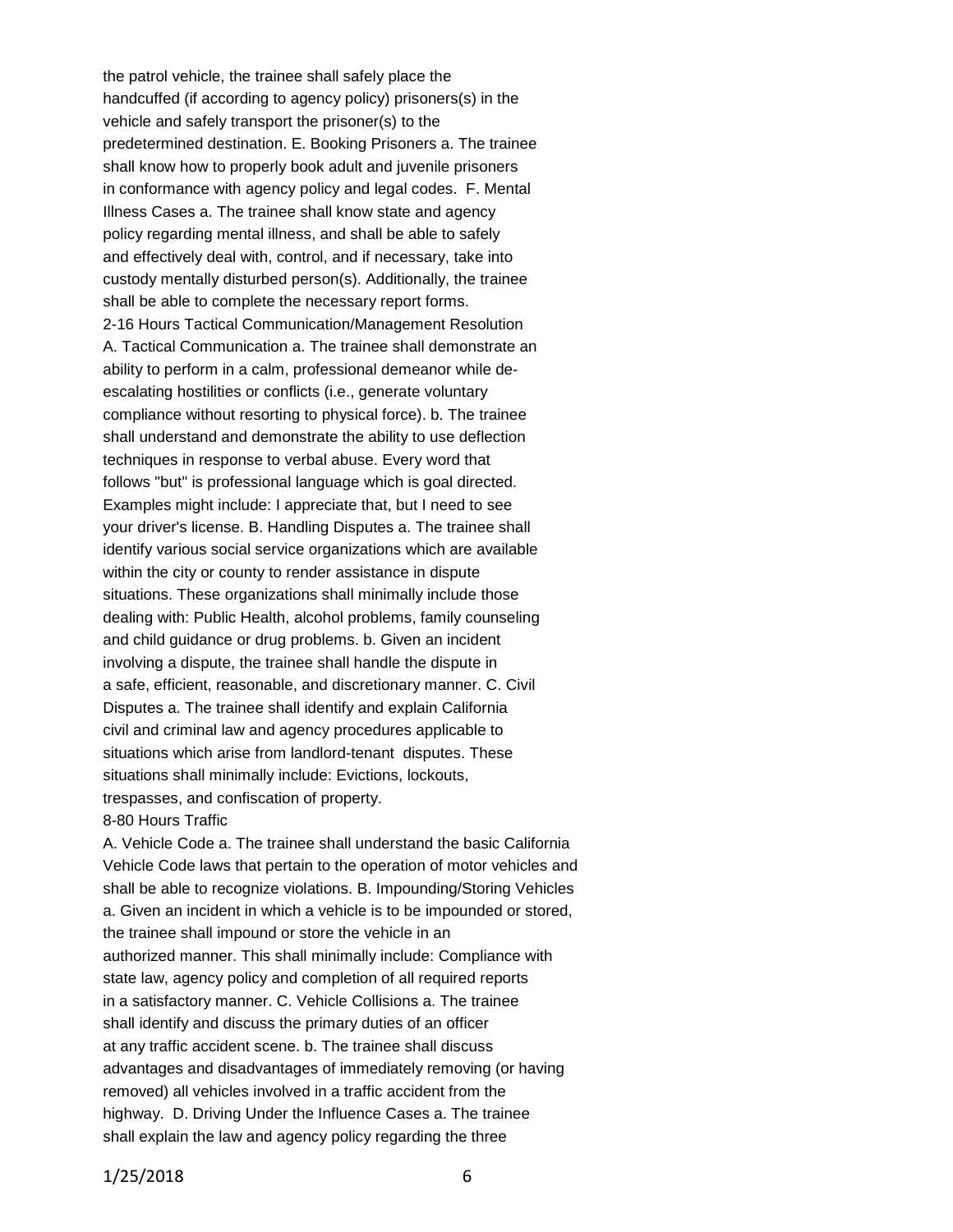the patrol vehicle, the trainee shall safely place the handcuffed (if according to agency policy) prisoners(s) in the vehicle and safely transport the prisoner(s) to the predetermined destination. E. Booking Prisoners a. The trainee shall know how to properly book adult and juvenile prisoners in conformance with agency policy and legal codes. F. Mental Illness Cases a. The trainee shall know state and agency policy regarding mental illness, and shall be able to safely and effectively deal with, control, and if necessary, take into custody mentally disturbed person(s). Additionally, the trainee shall be able to complete the necessary report forms.

2-16 Hours Tactical Communication/Management Resolution

A. Tactical Communication a. The trainee shall demonstrate an ability to perform in a calm, professional demeanor while de-escalating hostilities or conflicts (i.e., generate voluntary compliance without resorting to physical force). b. The trainee shall understand and demonstrate the ability to use deflection techniques in response to verbal abuse. Every word that follows "but" is professional language which is goal directed. Examples might include: I appreciate that, but I need to see your driver's license. B. Handling Disputes a. The trainee shall identify various social service organizations which are available within the city or county to render assistance in dispute situations. These organizations shall minimally include those dealing with: Public Health, alcohol problems, family counseling and child guidance or drug problems. b. Given an incident involving a dispute, the trainee shall handle the dispute in a safe, efficient, reasonable, and discretionary manner. C. Civil Disputes a. The trainee shall identify and explain California civil and criminal law and agency procedures applicable to situations which arise from landlord-tenant disputes. These situations shall minimally include: Evictions, lockouts, trespasses, and confiscation of property.

8-80 Hours Traffic

A. Vehicle Code a. The trainee shall understand the basic California Vehicle Code laws that pertain to the operation of motor vehicles and shall be able to recognize violations. B. Impounding/Storing Vehicles a. Given an incident in which a vehicle is to be impounded or stored, the trainee shall impound or store the vehicle in an authorized manner. This shall minimally include: Compliance with state law, agency policy and completion of all required reports in a satisfactory manner. C. Vehicle Collisions a. The trainee shall identify and discuss the primary duties of an officer at any traffic accident scene. b. The trainee shall discuss advantages and disadvantages of immediately removing (or having removed) all vehicles involved in a traffic accident from the highway. D. Driving Under the Influence Cases a. The trainee shall explain the law and agency policy regarding the three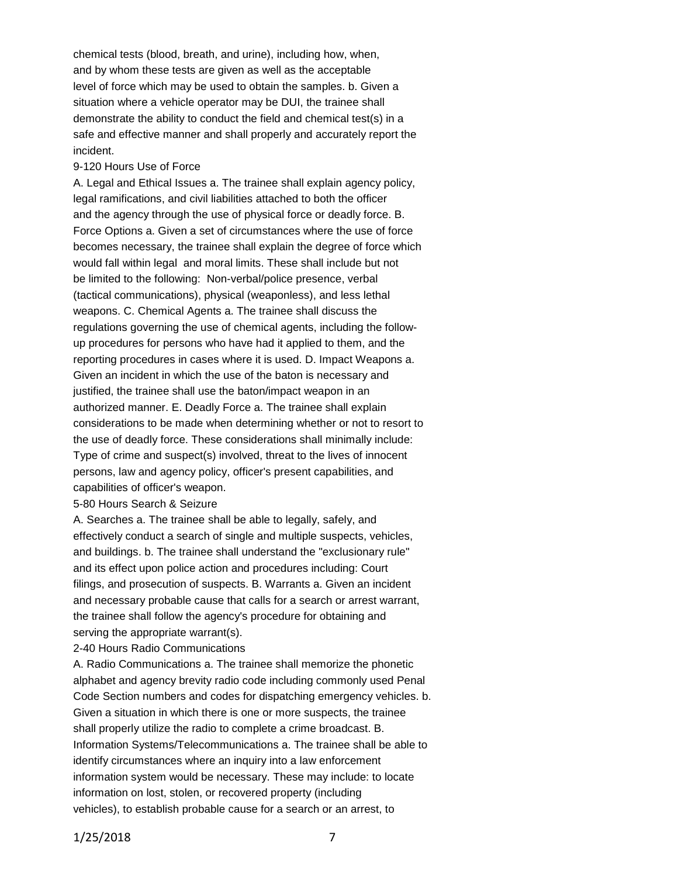chemical tests (blood, breath, and urine), including how, when, and by whom these tests are given as well as the acceptable level of force which may be used to obtain the samples. b. Given a situation where a vehicle operator may be DUI, the trainee shall demonstrate the ability to conduct the field and chemical test(s) in a safe and effective manner and shall properly and accurately report the incident.

9-120 Hours Use of Force

A. Legal and Ethical Issues a. The trainee shall explain agency policy, legal ramifications, and civil liabilities attached to both the officer and the agency through the use of physical force or deadly force. B. Force Options a. Given a set of circumstances where the use of force becomes necessary, the trainee shall explain the degree of force which would fall within legal and moral limits. These shall include but not be limited to the following: Non-verbal/police presence, verbal (tactical communications), physical (weaponless), and less lethal weapons. C. Chemical Agents a. The trainee shall discuss the regulations governing the use of chemical agents, including the follow-up procedures for persons who have had it applied to them, and the reporting procedures in cases where it is used. D. Impact Weapons a. Given an incident in which the use of the baton is necessary and justified, the trainee shall use the baton/impact weapon in an authorized manner. E. Deadly Force a. The trainee shall explain considerations to be made when determining whether or not to resort to the use of deadly force. These considerations shall minimally include: Type of crime and suspect(s) involved, threat to the lives of innocent persons, law and agency policy, officer's present capabilities, and capabilities of officer's weapon.

5-80 Hours Search & Seizure

A. Searches a. The trainee shall be able to legally, safely, and effectively conduct a search of single and multiple suspects, vehicles, and buildings. b. The trainee shall understand the "exclusionary rule" and its effect upon police action and procedures including: Court filings, and prosecution of suspects. B. Warrants a. Given an incident and necessary probable cause that calls for a search or arrest warrant, the trainee shall follow the agency's procedure for obtaining and serving the appropriate warrant(s).

2-40 Hours Radio Communications

A. Radio Communications a. The trainee shall memorize the phonetic alphabet and agency brevity radio code including commonly used Penal Code Section numbers and codes for dispatching emergency vehicles. b. Given a situation in which there is one or more suspects, the trainee shall properly utilize the radio to complete a crime broadcast. B. Information Systems/Telecommunications a. The trainee shall be able to identify circumstances where an inquiry into a law enforcement information system would be necessary. These may include: to locate information on lost, stolen, or recovered property (including vehicles), to establish probable cause for a search or an arrest, to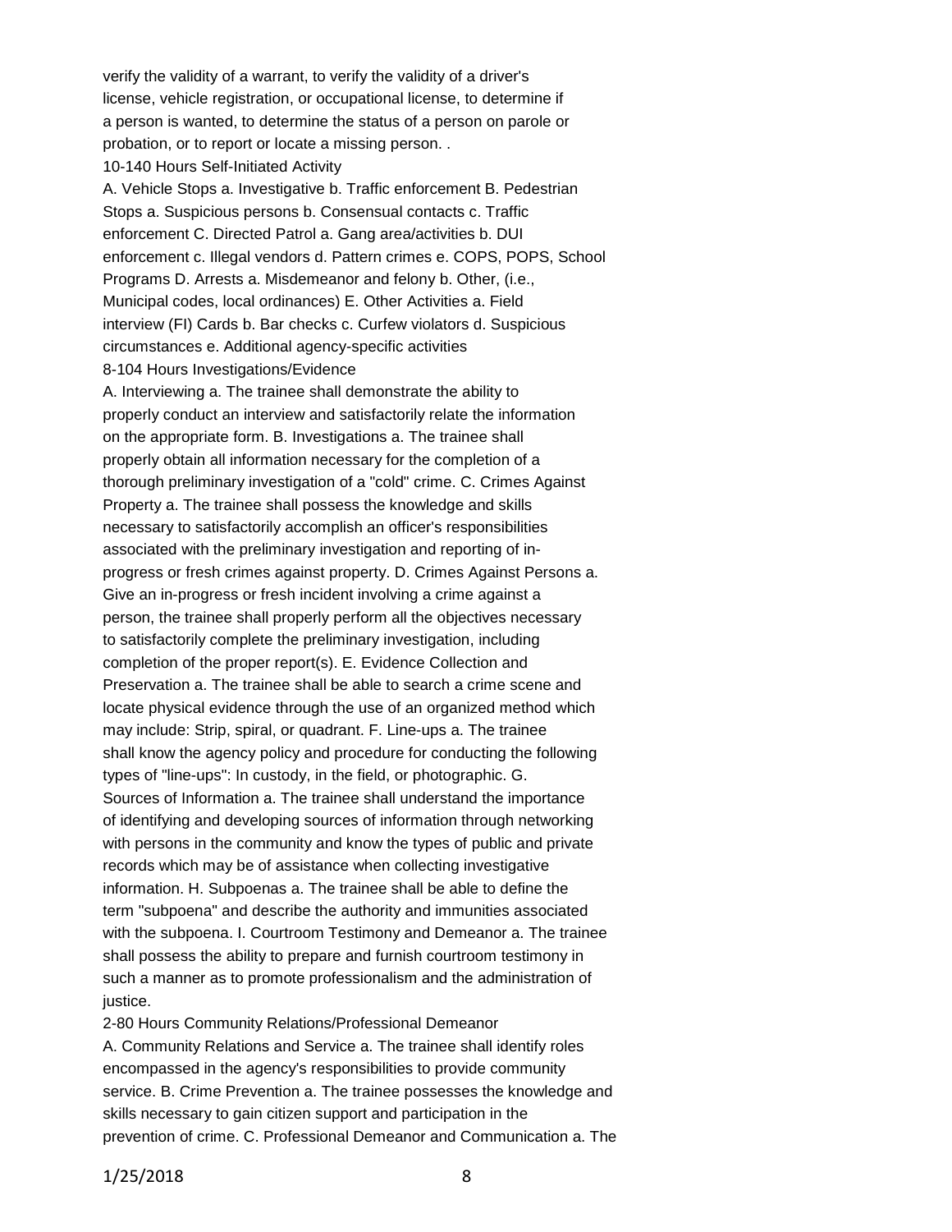verify the validity of a warrant, to verify the validity of a driver's license, vehicle registration, or occupational license, to determine if a person is wanted, to determine the status of a person on parole or probation, or to report or locate a missing person. .

10-140 Hours Self-Initiated Activity

A. Vehicle Stops a. Investigative b. Traffic enforcement B. Pedestrian Stops a. Suspicious persons b. Consensual contacts c. Traffic enforcement C. Directed Patrol a. Gang area/activities b. DUI enforcement c. Illegal vendors d. Pattern crimes e. COPS, POPS, School Programs D. Arrests a. Misdemeanor and felony b. Other, (i.e., Municipal codes, local ordinances) E. Other Activities a. Field interview (FI) Cards b. Bar checks c. Curfew violators d. Suspicious circumstances e. Additional agency-specific activities

8-104 Hours Investigations/Evidence

A. Interviewing a. The trainee shall demonstrate the ability to properly conduct an interview and satisfactorily relate the information on the appropriate form. B. Investigations a. The trainee shall properly obtain all information necessary for the completion of a thorough preliminary investigation of a "cold" crime. C. Crimes Against Property a. The trainee shall possess the knowledge and skills necessary to satisfactorily accomplish an officer's responsibilities associated with the preliminary investigation and reporting of in-progress or fresh crimes against property. D. Crimes Against Persons a. Give an in-progress or fresh incident involving a crime against a person, the trainee shall properly perform all the objectives necessary to satisfactorily complete the preliminary investigation, including completion of the proper report(s). E. Evidence Collection and Preservation a. The trainee shall be able to search a crime scene and locate physical evidence through the use of an organized method which may include: Strip, spiral, or quadrant. F. Line-ups a. The trainee shall know the agency policy and procedure for conducting the following types of "line-ups": In custody, in the field, or photographic. G. Sources of Information a. The trainee shall understand the importance of identifying and developing sources of information through networking with persons in the community and know the types of public and private records which may be of assistance when collecting investigative information. H. Subpoenas a. The trainee shall be able to define the term "subpoena" and describe the authority and immunities associated with the subpoena. I. Courtroom Testimony and Demeanor a. The trainee shall possess the ability to prepare and furnish courtroom testimony in such a manner as to promote professionalism and the administration of justice.

2-80 Hours Community Relations/Professional Demeanor

A. Community Relations and Service a. The trainee shall identify roles encompassed in the agency's responsibilities to provide community service. B. Crime Prevention a. The trainee possesses the knowledge and skills necessary to gain citizen support and participation in the prevention of crime. C. Professional Demeanor and Communication a. The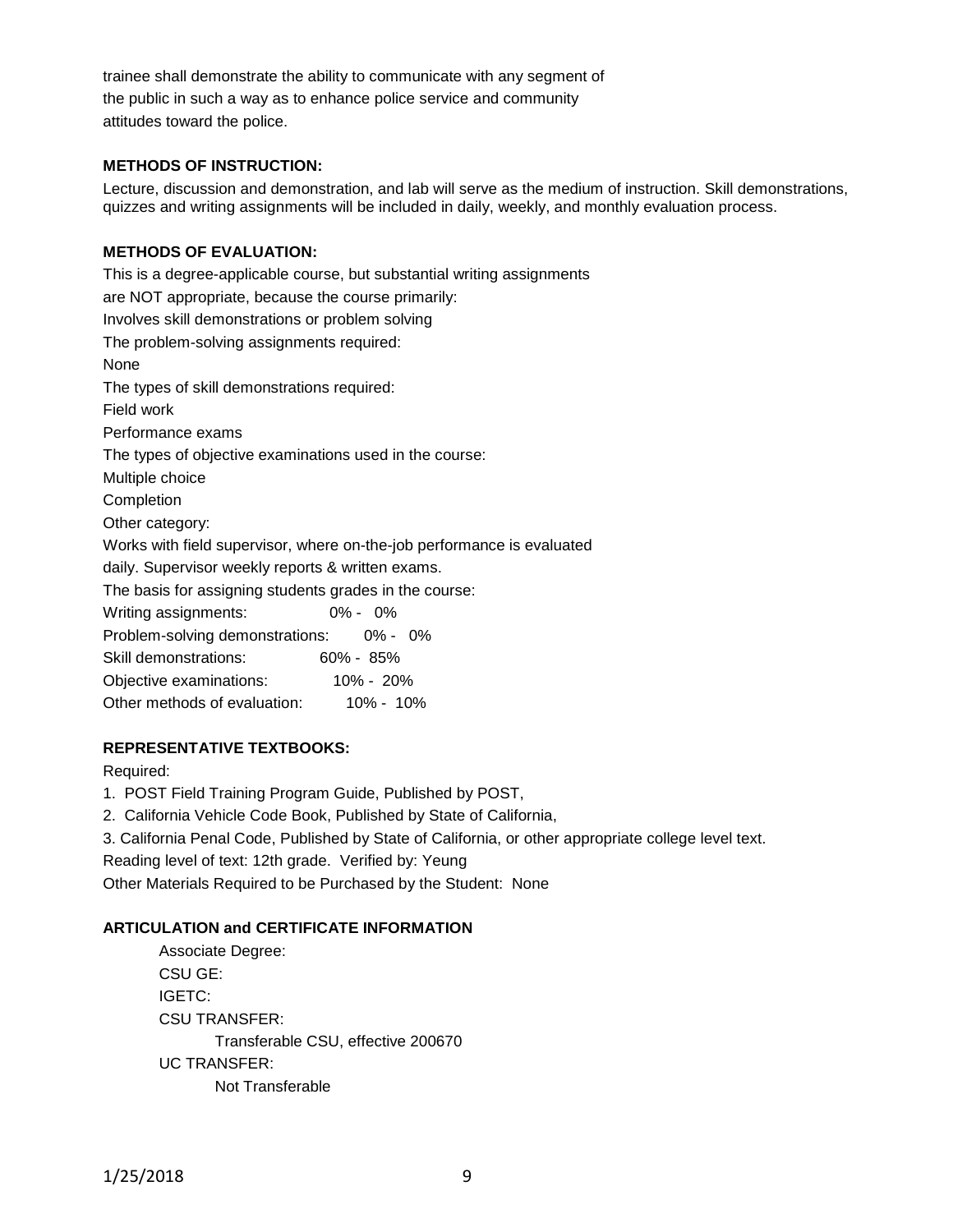trainee shall demonstrate the ability to communicate with any segment of the public in such a way as to enhance police service and community attitudes toward the police.

**METHODS OF INSTRUCTION:**

Lecture, discussion and demonstration, and lab will serve as the medium of instruction. Skill demonstrations, quizzes and writing assignments will be included in daily, weekly, and monthly evaluation process.

**METHODS OF EVALUATION:**

This is a degree-applicable course, but substantial writing assignments are NOT appropriate, because the course primarily:

Involves skill demonstrations or problem solving

The problem-solving assignments required:

None

The types of skill demonstrations required:

Field work

Performance exams

The types of objective examinations used in the course:

Multiple choice

Completion

Other category:

Works with field supervisor, where on-the-job performance is evaluated daily. Supervisor weekly reports & written exams.

The basis for assigning students grades in the course:

| | |
|---|---|
| Writing assignments: | 0% - 0% |
| Problem-solving demonstrations: | 0% - 0% |
| Skill demonstrations: | 60% - 85% |
| Objective examinations: | 10% - 20% |
| Other methods of evaluation: | 10% - 10% |

**REPRESENTATIVE TEXTBOOKS:**

Required:

1. POST Field Training Program Guide, Published by POST,
2. California Vehicle Code Book, Published by State of California,
3. California Penal Code, Published by State of California, or other appropriate college level text.

Reading level of text: 12th grade. Verified by: Yeung

Other Materials Required to be Purchased by the Student: None

**ARTICULATION and CERTIFICATE INFORMATION**

Associate Degree:

CSU GE:

IGETC:

CSU TRANSFER:

Transferable CSU, effective 200670

UC TRANSFER:

Not Transferable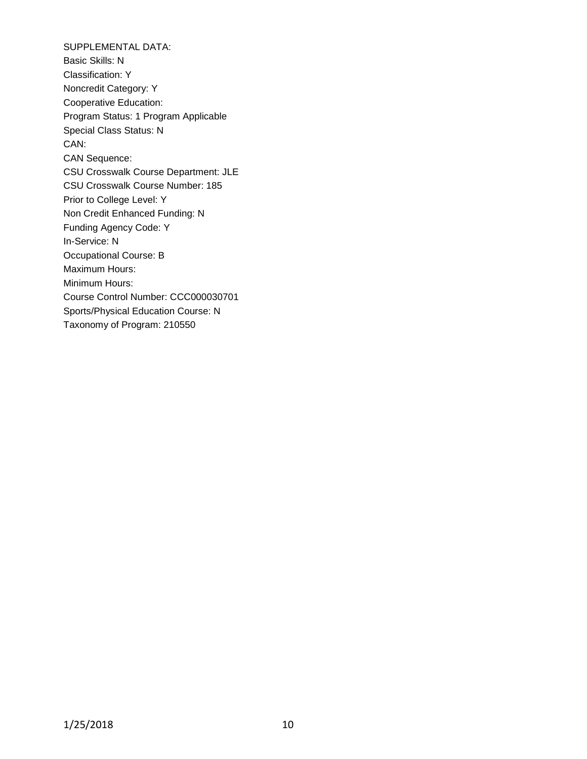SUPPLEMENTAL DATA:
Basic Skills: N
Classification: Y
Noncredit Category: Y
Cooperative Education:
Program Status: 1 Program Applicable
Special Class Status: N
CAN:
CAN Sequence:
CSU Crosswalk Course Department: JLE
CSU Crosswalk Course Number: 185
Prior to College Level: Y
Non Credit Enhanced Funding: N
Funding Agency Code: Y
In-Service: N
Occupational Course: B
Maximum Hours:
Minimum Hours:
Course Control Number: CCC000030701
Sports/Physical Education Course: N
Taxonomy of Program: 210550